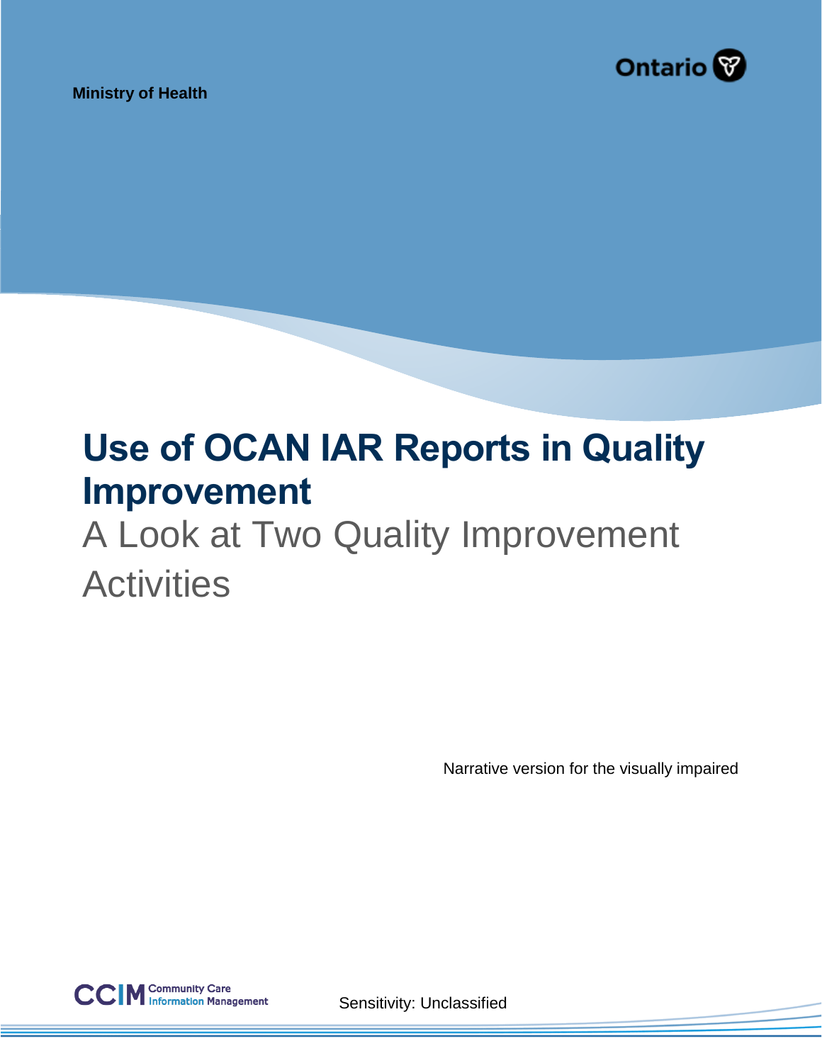Ministry of Health

Ontario

# Use of OCAN IAR Reports in Quality Improvement

## A Look at Two Quality Improvement Activities

Narrative version for the visually impaired

CCIM Community Care Information Management

Sensitivity: Unclassified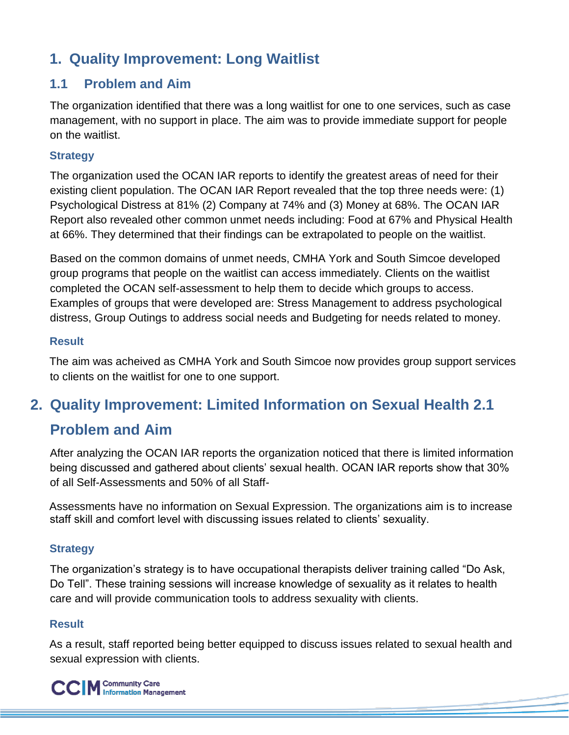# 1. Quality Improvement: Long Waitlist

## 1.1 Problem and Aim

The organization identified that there was a long waitlist for one to one services, such as case management, with no support in place. The aim was to provide immediate support for people on the waitlist.

### Strategy

The organization used the OCAN IAR reports to identify the greatest areas of need for their existing client population. The OCAN IAR Report revealed that the top three needs were: (1) Psychological Distress at 81% (2) Company at 74% and (3) Money at 68%. The OCAN IAR Report also revealed other common unmet needs including: Food at 67% and Physical Health at 66%. They determined that their findings can be extrapolated to people on the waitlist.

Based on the common domains of unmet needs, CMHA York and South Simcoe developed group programs that people on the waitlist can access immediately. Clients on the waitlist completed the OCAN self-assessment to help them to decide which groups to access. Examples of groups that were developed are: Stress Management to address psychological distress, Group Outings to address social needs and Budgeting for needs related to money.

### Result

The aim was acheived as CMHA York and South Simcoe now provides group support services to clients on the waitlist for one to one support.

# 2. Quality Improvement: Limited Information on Sexual Health 2.1 Problem and Aim

After analyzing the OCAN IAR reports the organization noticed that there is limited information being discussed and gathered about clients' sexual health. OCAN IAR reports show that 30% of all Self-Assessments and 50% of all Staff-

Assessments have no information on Sexual Expression. The organizations aim is to increase staff skill and comfort level with discussing issues related to clients' sexuality.

### Strategy

The organization's strategy is to have occupational therapists deliver training called "Do Ask, Do Tell". These training sessions will increase knowledge of sexuality as it relates to health care and will provide communication tools to address sexuality with clients.

### Result

As a result, staff reported being better equipped to discuss issues related to sexual health and sexual expression with clients.